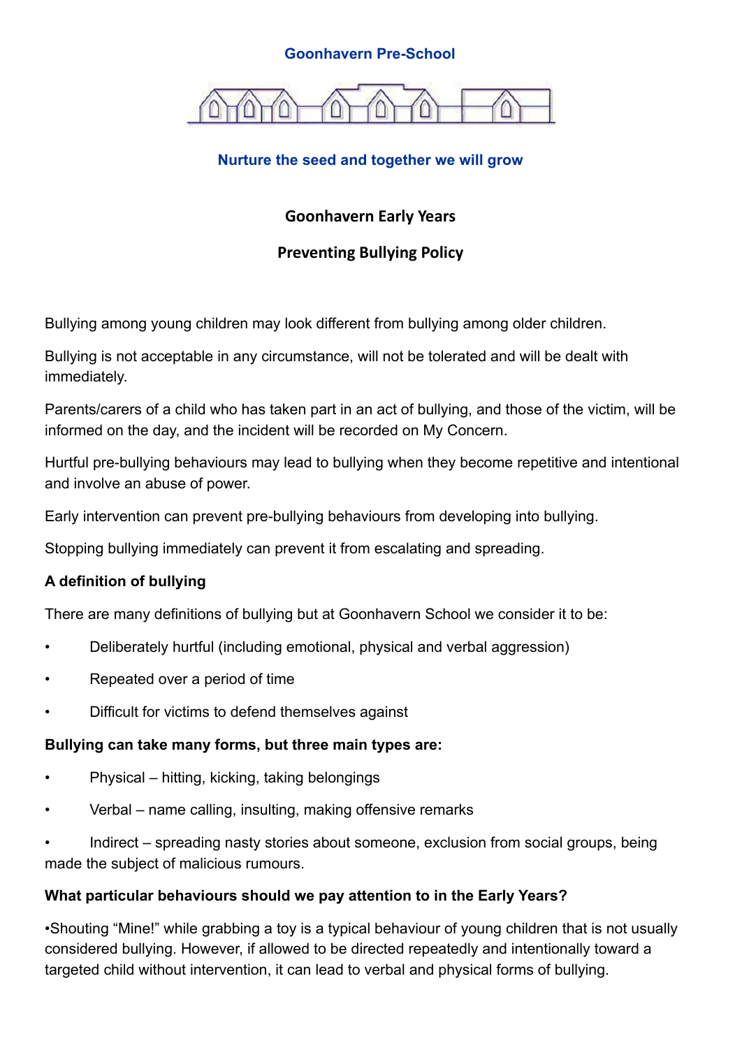**Goonhavern Pre-School**

**Nurture the seed and together we will grow**

# Goonhavern Early Years

## Preventing Bullying Policy

Bullying among young children may look different from bullying among older children.

Bullying is not acceptable in any circumstance, will not be tolerated and will be dealt with immediately.

Parents/carers of a child who has taken part in an act of bullying, and those of the victim, will be informed on the day, and the incident will be recorded on My Concern.

Hurtful pre-bullying behaviours may lead to bullying when they become repetitive and intentional and involve an abuse of power.

Early intervention can prevent pre-bullying behaviours from developing into bullying.

Stopping bullying immediately can prevent it from escalating and spreading.

**A definition of bullying**

There are many definitions of bullying but at Goonhavern School we consider it to be:

- Deliberately hurtful (including emotional, physical and verbal aggression)
- Repeated over a period of time
- Difficult for victims to defend themselves against

**Bullying can take many forms, but three main types are:**

- Physical – hitting, kicking, taking belongings
- Verbal – name calling, insulting, making offensive remarks
- Indirect – spreading nasty stories about someone, exclusion from social groups, being made the subject of malicious rumours.

**What particular behaviours should we pay attention to in the Early Years?**

•Shouting "Mine!" while grabbing a toy is a typical behaviour of young children that is not usually considered bullying. However, if allowed to be directed repeatedly and intentionally toward a targeted child without intervention, it can lead to verbal and physical forms of bullying.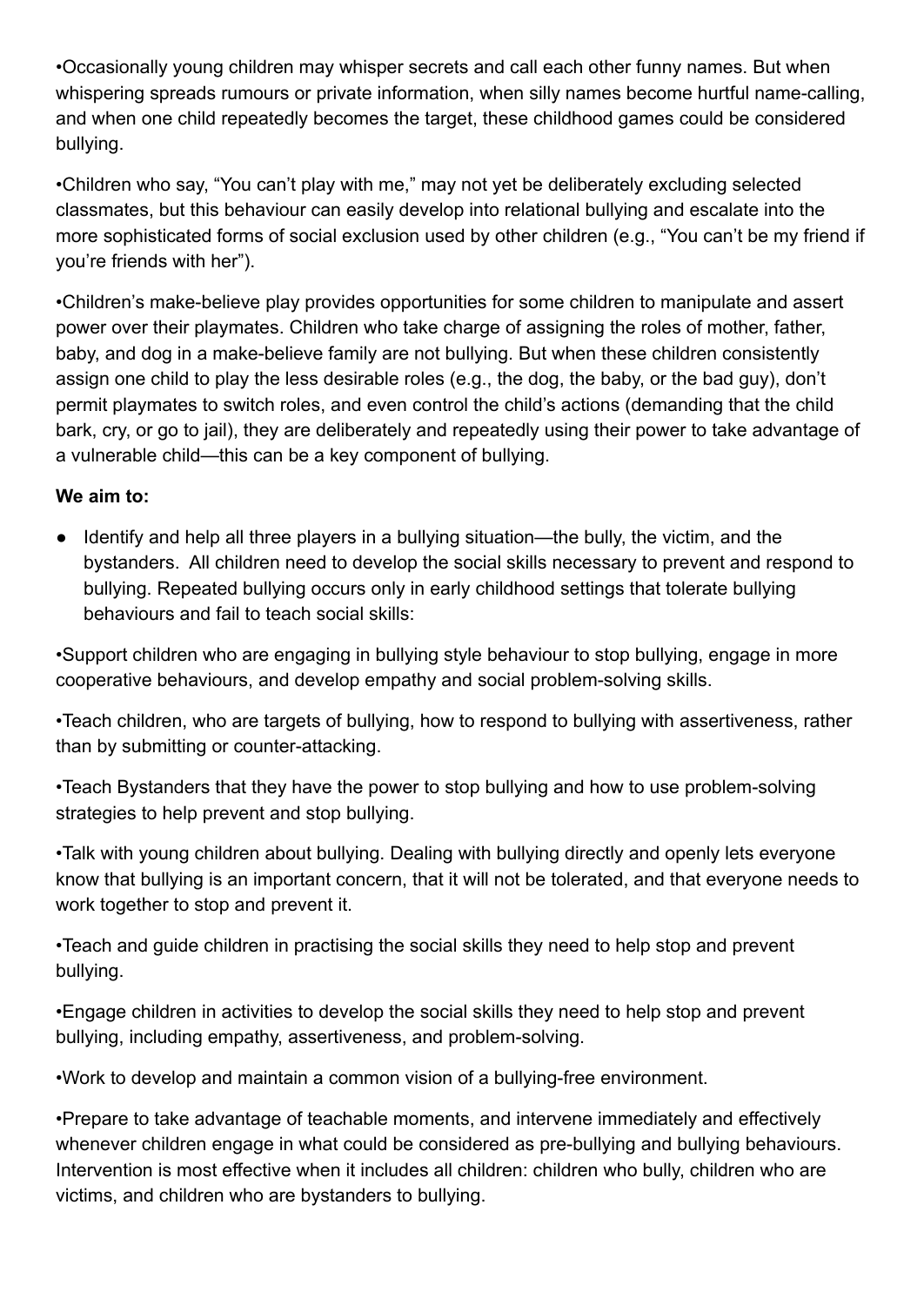•Occasionally young children may whisper secrets and call each other funny names. But when whispering spreads rumours or private information, when silly names become hurtful name-calling, and when one child repeatedly becomes the target, these childhood games could be considered bullying.

•Children who say, "You can't play with me," may not yet be deliberately excluding selected classmates, but this behaviour can easily develop into relational bullying and escalate into the more sophisticated forms of social exclusion used by other children (e.g., "You can't be my friend if you're friends with her").

•Children's make-believe play provides opportunities for some children to manipulate and assert power over their playmates. Children who take charge of assigning the roles of mother, father, baby, and dog in a make-believe family are not bullying. But when these children consistently assign one child to play the less desirable roles (e.g., the dog, the baby, or the bad guy), don't permit playmates to switch roles, and even control the child's actions (demanding that the child bark, cry, or go to jail), they are deliberately and repeatedly using their power to take advantage of a vulnerable child—this can be a key component of bullying.

**We aim to:**

- Identify and help all three players in a bullying situation—the bully, the victim, and the bystanders. All children need to develop the social skills necessary to prevent and respond to bullying. Repeated bullying occurs only in early childhood settings that tolerate bullying behaviours and fail to teach social skills:

•Support children who are engaging in bullying style behaviour to stop bullying, engage in more cooperative behaviours, and develop empathy and social problem-solving skills.

•Teach children, who are targets of bullying, how to respond to bullying with assertiveness, rather than by submitting or counter-attacking.

•Teach Bystanders that they have the power to stop bullying and how to use problem-solving strategies to help prevent and stop bullying.

•Talk with young children about bullying. Dealing with bullying directly and openly lets everyone know that bullying is an important concern, that it will not be tolerated, and that everyone needs to work together to stop and prevent it.

•Teach and guide children in practising the social skills they need to help stop and prevent bullying.

•Engage children in activities to develop the social skills they need to help stop and prevent bullying, including empathy, assertiveness, and problem-solving.

•Work to develop and maintain a common vision of a bullying-free environment.

•Prepare to take advantage of teachable moments, and intervene immediately and effectively whenever children engage in what could be considered as pre-bullying and bullying behaviours. Intervention is most effective when it includes all children: children who bully, children who are victims, and children who are bystanders to bullying.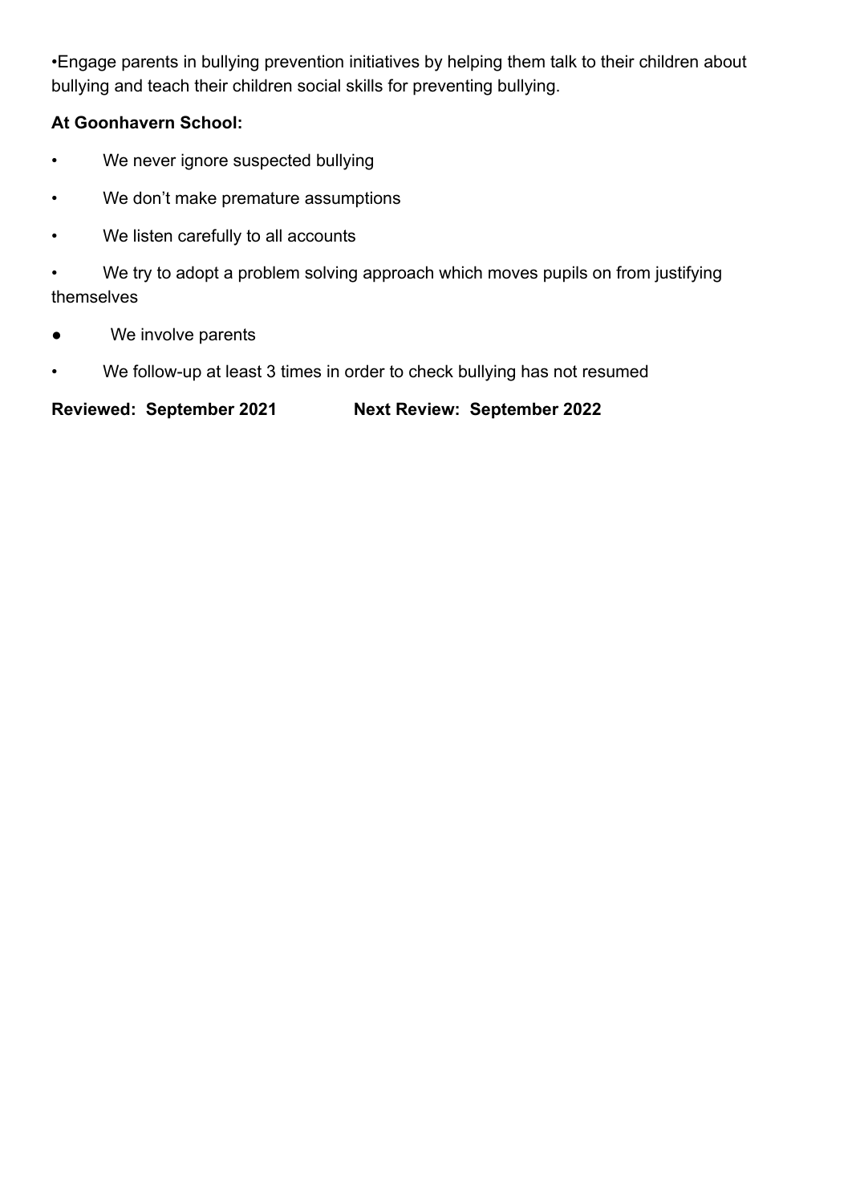- Engage parents in bullying prevention initiatives by helping them talk to their children about bullying and teach their children social skills for preventing bullying.

**At Goonhavern School:**

- We never ignore suspected bullying
- We don't make premature assumptions
- We listen carefully to all accounts
- We try to adopt a problem solving approach which moves pupils on from justifying themselves
- We involve parents
- We follow-up at least 3 times in order to check bullying has not resumed

**Reviewed: September 2021 Next Review: September 2022**